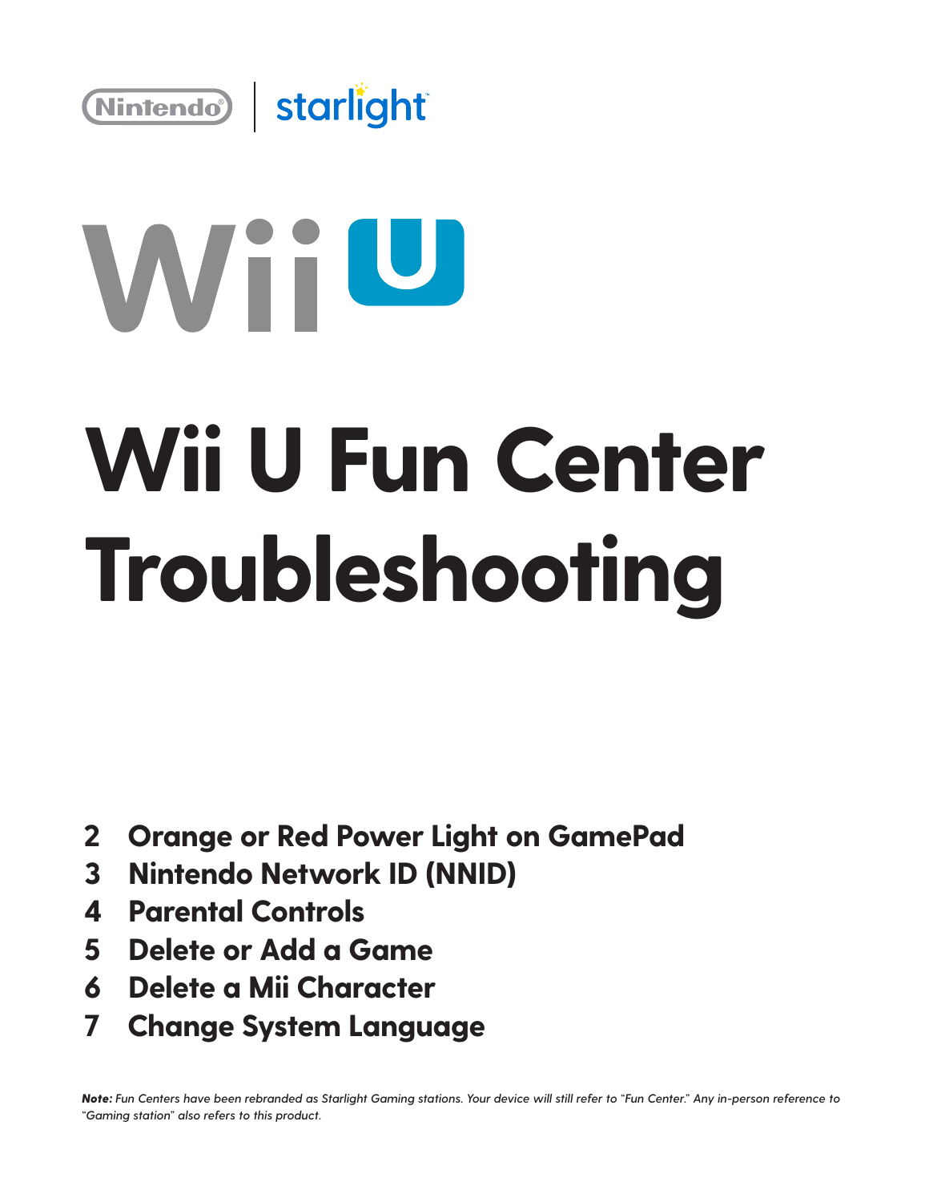Nintendo | starlight

Wii U

# Wii U Fun Center Troubleshooting

- 2 Orange or Red Power Light on GamePad
- 3 Nintendo Network ID (NNID)
- 4 Parental Controls
- 5 Delete or Add a Game
- 6 Delete a Mii Character
- 7 Change System Language

***Note:*** *Fun Centers have been rebranded as Starlight Gaming stations. Your device will still refer to "Fun Center." Any in-person reference to "Gaming station" also refers to this product.*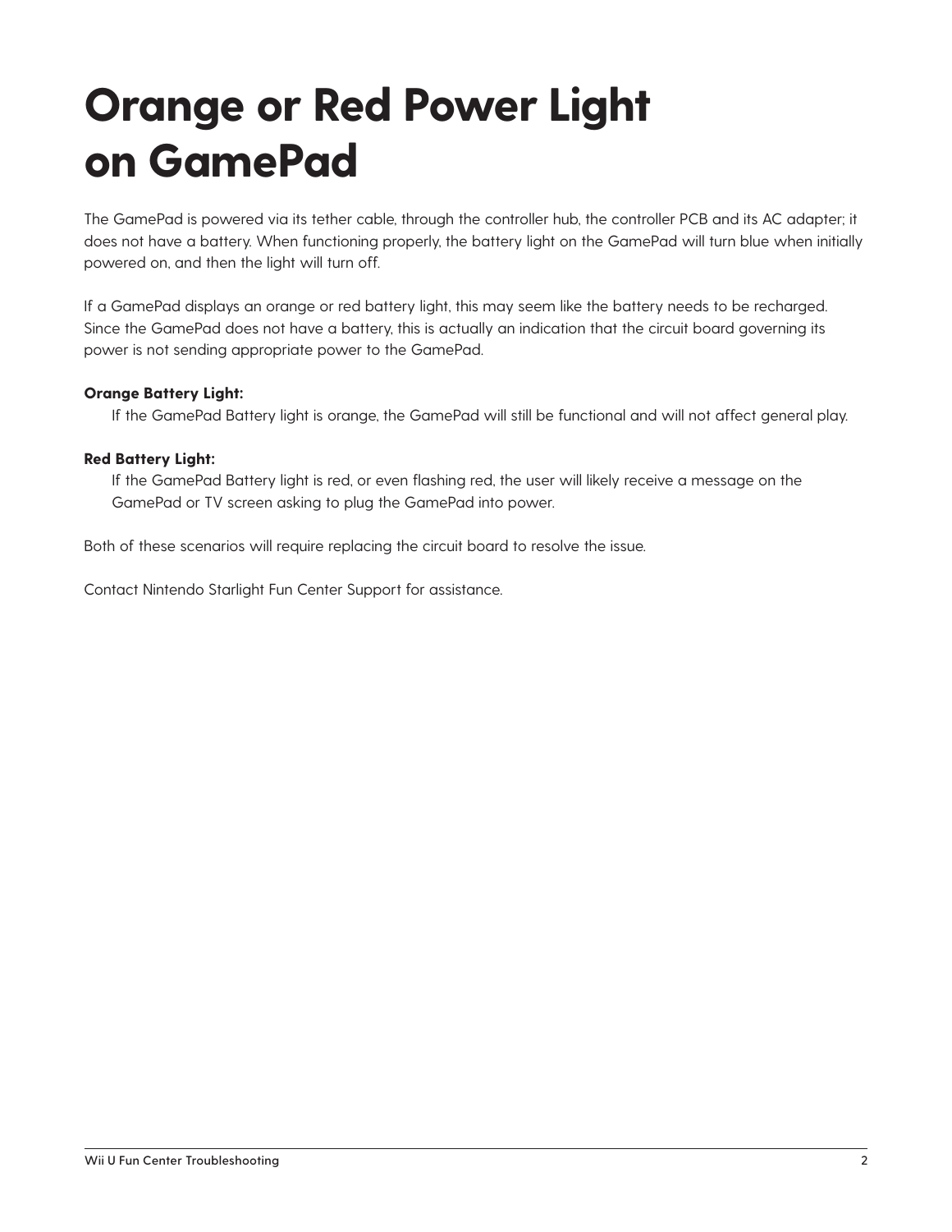# Orange or Red Power Light on GamePad

The GamePad is powered via its tether cable, through the controller hub, the controller PCB and its AC adapter; it does not have a battery. When functioning properly, the battery light on the GamePad will turn blue when initially powered on, and then the light will turn off.

If a GamePad displays an orange or red battery light, this may seem like the battery needs to be recharged. Since the GamePad does not have a battery, this is actually an indication that the circuit board governing its power is not sending appropriate power to the GamePad.

**Orange Battery Light:**

If the GamePad Battery light is orange, the GamePad will still be functional and will not affect general play.

**Red Battery Light:**

If the GamePad Battery light is red, or even flashing red, the user will likely receive a message on the GamePad or TV screen asking to plug the GamePad into power.

Both of these scenarios will require replacing the circuit board to resolve the issue.

Contact Nintendo Starlight Fun Center Support for assistance.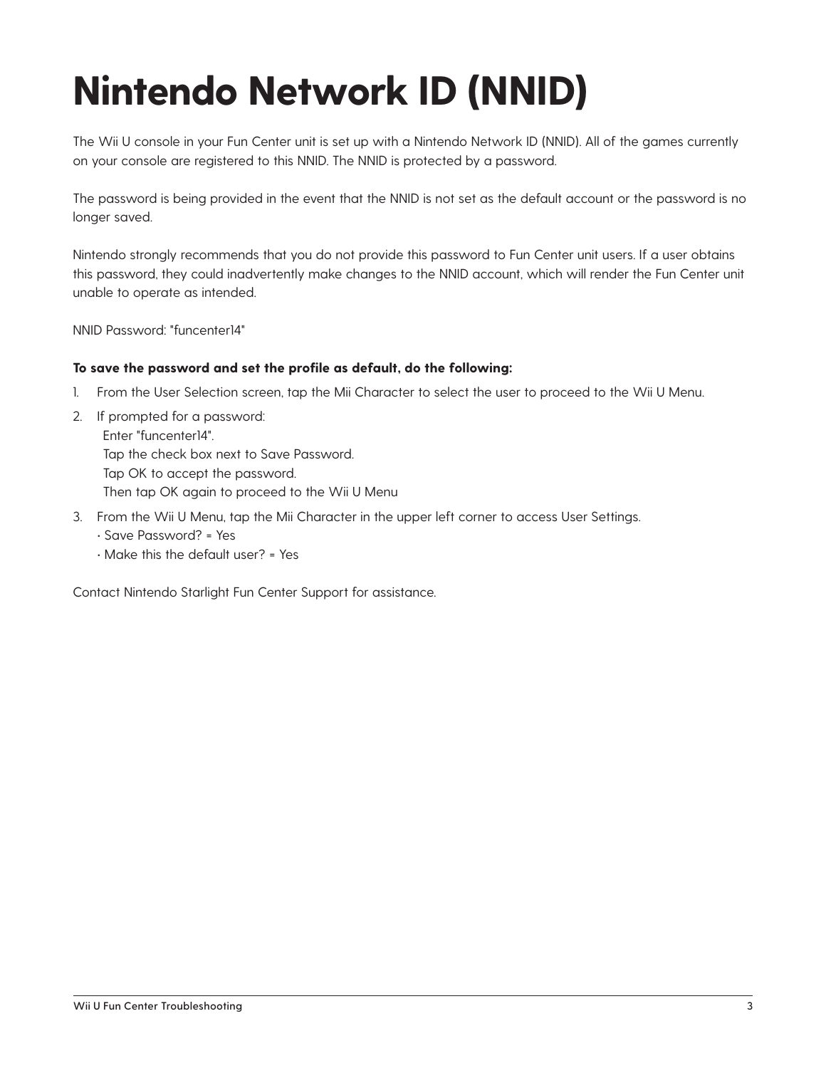# Nintendo Network ID (NNID)

The Wii U console in your Fun Center unit is set up with a Nintendo Network ID (NNID). All of the games currently on your console are registered to this NNID. The NNID is protected by a password.

The password is being provided in the event that the NNID is not set as the default account or the password is no longer saved.

Nintendo strongly recommends that you do not provide this password to Fun Center unit users. If a user obtains this password, they could inadvertently make changes to the NNID account, which will render the Fun Center unit unable to operate as intended.

NNID Password: "funcenter14"

**To save the password and set the profile as default, do the following:**

1. From the User Selection screen, tap the Mii Character to select the user to proceed to the Wii U Menu.
2. If prompted for a password:
   Enter "funcenter14".
   Tap the check box next to Save Password.
   Tap OK to accept the password.
   Then tap OK again to proceed to the Wii U Menu
3. From the Wii U Menu, tap the Mii Character in the upper left corner to access User Settings.
   - Save Password? = Yes
   - Make this the default user? = Yes

Contact Nintendo Starlight Fun Center Support for assistance.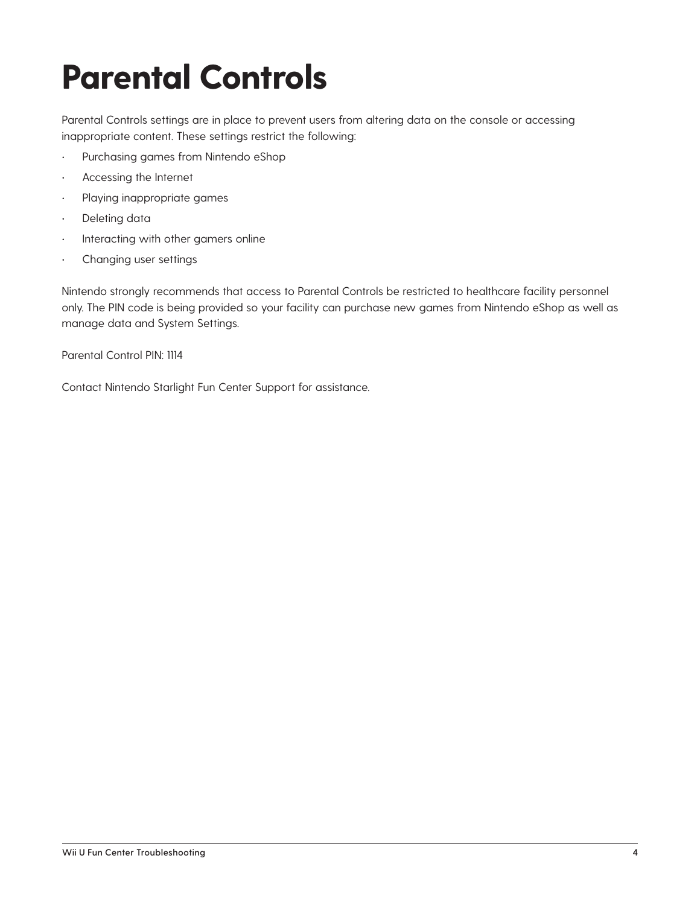# Parental Controls

Parental Controls settings are in place to prevent users from altering data on the console or accessing inappropriate content. These settings restrict the following:

- Purchasing games from Nintendo eShop
- Accessing the Internet
- Playing inappropriate games
- Deleting data
- Interacting with other gamers online
- Changing user settings

Nintendo strongly recommends that access to Parental Controls be restricted to healthcare facility personnel only. The PIN code is being provided so your facility can purchase new games from Nintendo eShop as well as manage data and System Settings.

Parental Control PIN: 1114

Contact Nintendo Starlight Fun Center Support for assistance.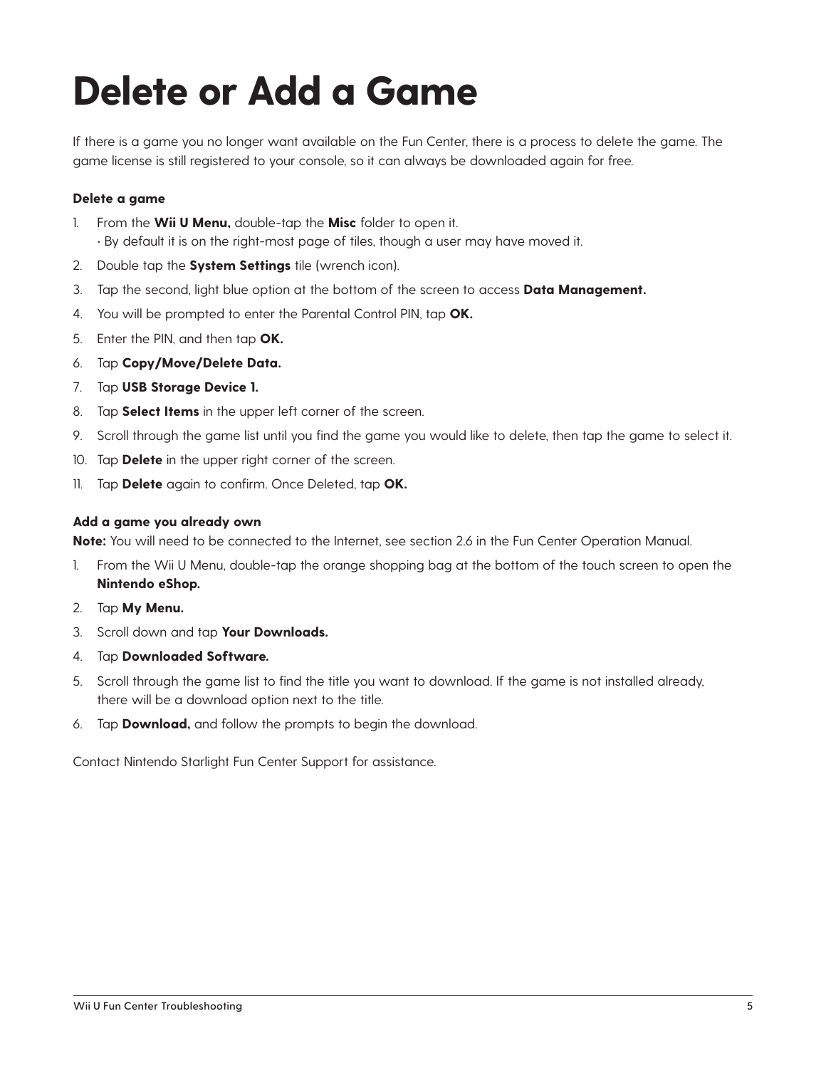# Delete or Add a Game

If there is a game you no longer want available on the Fun Center, there is a process to delete the game. The game license is still registered to your console, so it can always be downloaded again for free.

**Delete a game**

1. From the **Wii U Menu,** double-tap the **Misc** folder to open it.
   • By default it is on the right-most page of tiles, though a user may have moved it.
2. Double tap the **System Settings** tile (wrench icon).
3. Tap the second, light blue option at the bottom of the screen to access **Data Management.**
4. You will be prompted to enter the Parental Control PIN, tap **OK.**
5. Enter the PIN, and then tap **OK.**
6. Tap **Copy/Move/Delete Data.**
7. Tap **USB Storage Device 1.**
8. Tap **Select Items** in the upper left corner of the screen.
9. Scroll through the game list until you find the game you would like to delete, then tap the game to select it.
10. Tap **Delete** in the upper right corner of the screen.
11. Tap **Delete** again to confirm. Once Deleted, tap **OK.**

**Add a game you already own**

**Note:** You will need to be connected to the Internet, see section 2.6 in the Fun Center Operation Manual.

1. From the Wii U Menu, double-tap the orange shopping bag at the bottom of the touch screen to open the **Nintendo eShop.**
2. Tap **My Menu.**
3. Scroll down and tap **Your Downloads.**
4. Tap **Downloaded Software.**
5. Scroll through the game list to find the title you want to download. If the game is not installed already, there will be a download option next to the title.
6. Tap **Download,** and follow the prompts to begin the download.

Contact Nintendo Starlight Fun Center Support for assistance.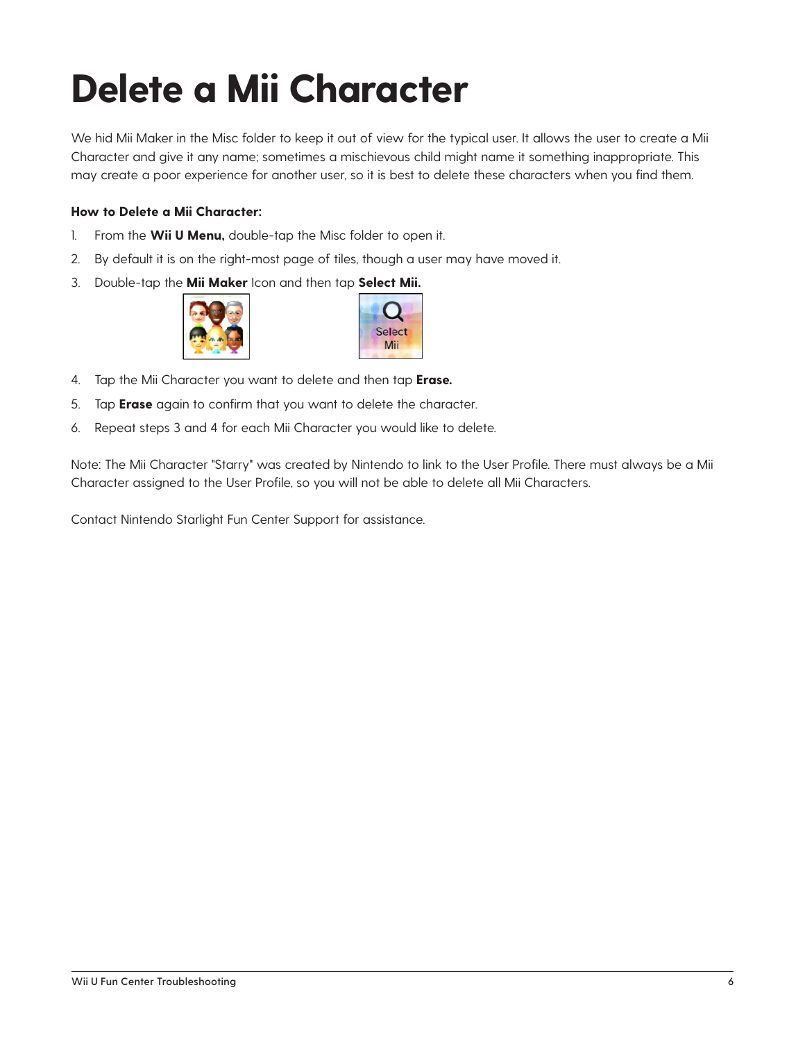# Delete a Mii Character

We hid Mii Maker in the Misc folder to keep it out of view for the typical user. It allows the user to create a Mii Character and give it any name; sometimes a mischievous child might name it something inappropriate. This may create a poor experience for another user, so it is best to delete these characters when you find them.

**How to Delete a Mii Character:**

1. From the **Wii U Menu,** double-tap the Misc folder to open it.
2. By default it is on the right-most page of tiles, though a user may have moved it.
3. Double-tap the **Mii Maker** Icon and then tap **Select Mii.**
4. Tap the Mii Character you want to delete and then tap **Erase.**
5. Tap **Erase** again to confirm that you want to delete the character.
6. Repeat steps 3 and 4 for each Mii Character you would like to delete.

Note: The Mii Character "Starry" was created by Nintendo to link to the User Profile. There must always be a Mii Character assigned to the User Profile, so you will not be able to delete all Mii Characters.

Contact Nintendo Starlight Fun Center Support for assistance.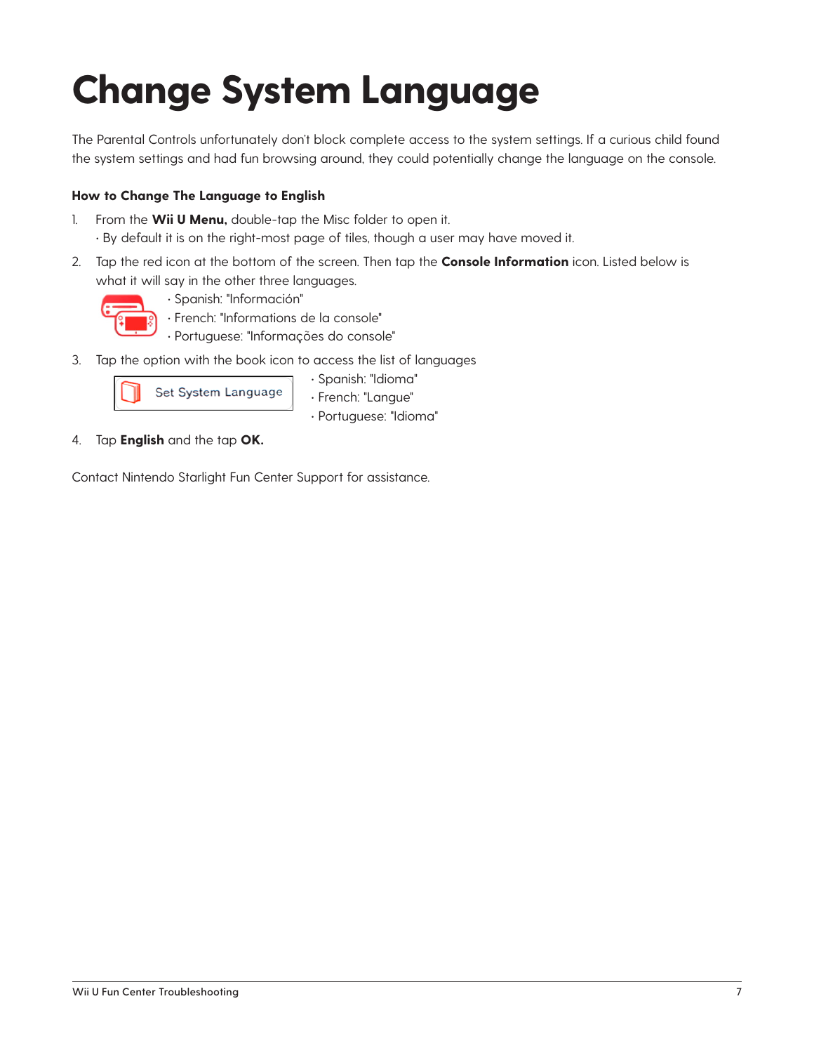# Change System Language

The Parental Controls unfortunately don't block complete access to the system settings. If a curious child found the system settings and had fun browsing around, they could potentially change the language on the console.

### How to Change The Language to English

1. From the **Wii U Menu,** double-tap the Misc folder to open it.
   · By default it is on the right-most page of tiles, though a user may have moved it.
2. Tap the red icon at the bottom of the screen. Then tap the **Console Information** icon. Listed below is what it will say in the other three languages.
   · Spanish: "Información"
   · French: "Informations de la console"
   · Portuguese: "Informações do console"
3. Tap the option with the book icon to access the list of languages
   Set System Language
   · Spanish: "Idioma"
   · French: "Langue"
   · Portuguese: "Idioma"
4. Tap **English** and the tap **OK.**

Contact Nintendo Starlight Fun Center Support for assistance.